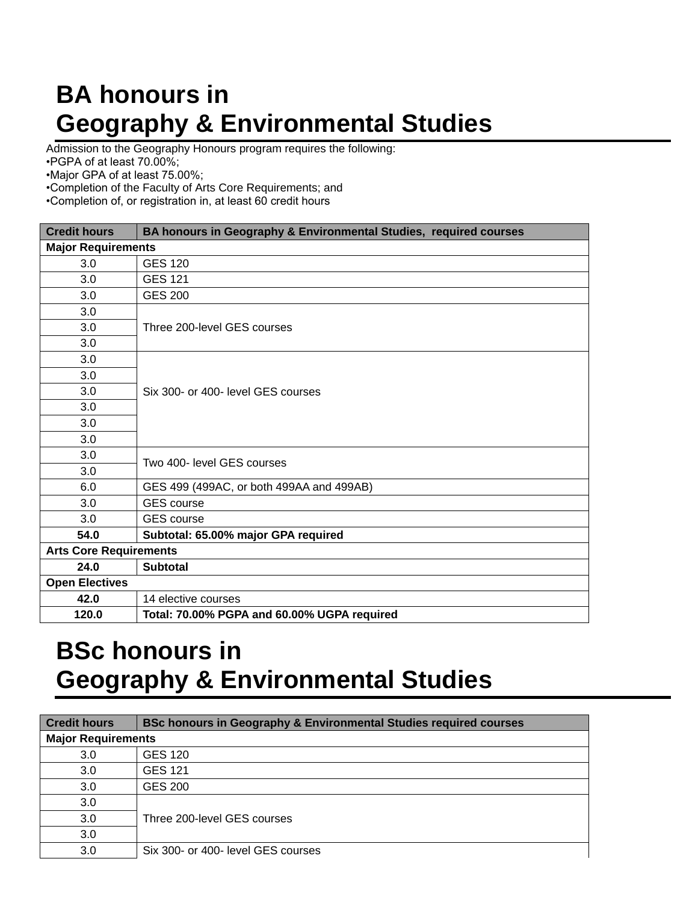# BA honours in Geography & Environmental Studies

Admission to the Geography Honours program requires the following:

- •PGPA of at least 70.00%;
- •Major GPA of at least 75.00%;
- •Completion of the Faculty of Arts Core Requirements; and
- •Completion of, or registration in, at least 60 credit hours

| Credit hours | BA honours in Geography & Environmental Studies, required courses |
|---|---|
| **Major Requirements** | |
| 3.0 | GES 120 |
| 3.0 | GES 121 |
| 3.0 | GES 200 |
| 3.0 | Three 200-level GES courses |
| 3.0 | |
| 3.0 | |
| 3.0 | Six 300- or 400- level GES courses |
| 3.0 | |
| 3.0 | |
| 3.0 | |
| 3.0 | |
| 3.0 | |
| 3.0 | Two 400- level GES courses |
| 3.0 | |
| 6.0 | GES 499 (499AC, or both 499AA and 499AB) |
| 3.0 | GES course |
| 3.0 | GES course |
| **54.0** | **Subtotal: 65.00% major GPA required** |
| **Arts Core Requirements** | |
| **24.0** | **Subtotal** |
| **Open Electives** | |
| **42.0** | 14 elective courses |
| **120.0** | **Total: 70.00% PGPA and 60.00% UGPA required** |

# BSc honours in Geography & Environmental Studies

| Credit hours | BSc honours in Geography & Environmental Studies required courses |
|---|---|
| **Major Requirements** | |
| 3.0 | GES 120 |
| 3.0 | GES 121 |
| 3.0 | GES 200 |
| 3.0 | Three 200-level GES courses |
| 3.0 | |
| 3.0 | |
| 3.0 | Six 300- or 400- level GES courses |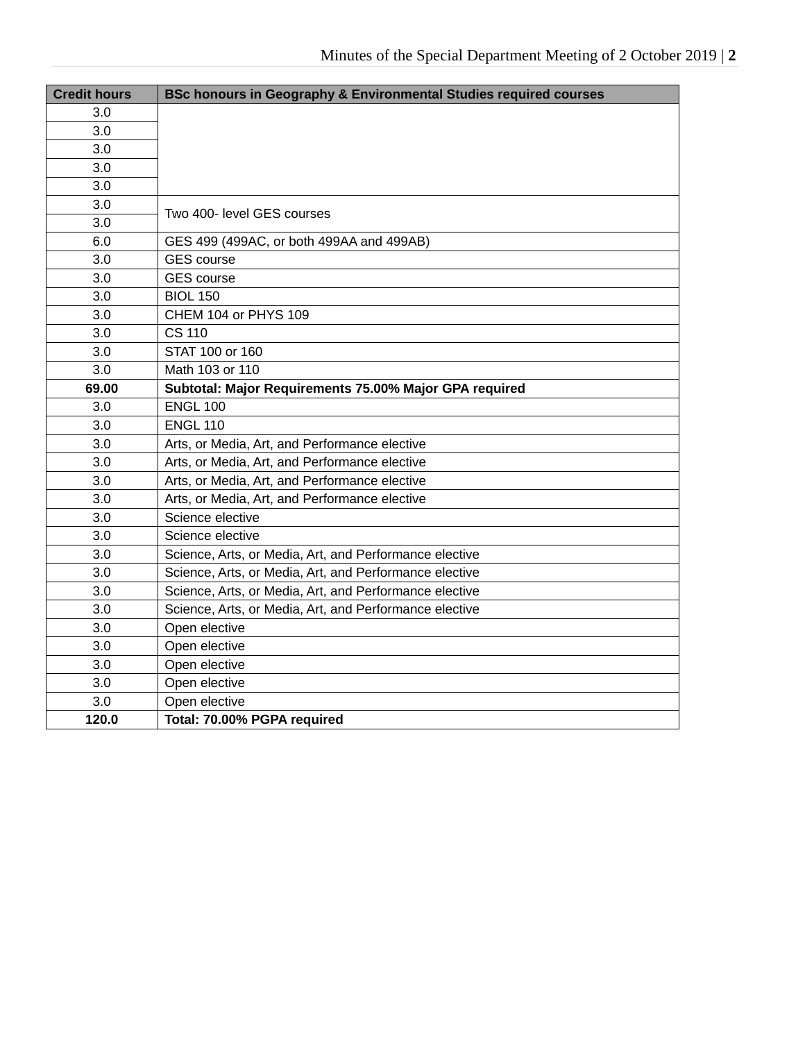| Credit hours | BSc honours in Geography & Environmental Studies required courses |
|---|---|
| 3.0 | |
| 3.0 | |
| 3.0 | |
| 3.0 | |
| 3.0 | |
| 3.0 | Two 400- level GES courses |
| 3.0 | |
| 6.0 | GES 499 (499AC, or both 499AA and 499AB) |
| 3.0 | GES course |
| 3.0 | GES course |
| 3.0 | BIOL 150 |
| 3.0 | CHEM 104 or PHYS 109 |
| 3.0 | CS 110 |
| 3.0 | STAT 100 or 160 |
| 3.0 | Math 103 or 110 |
| **69.00** | **Subtotal: Major Requirements 75.00% Major GPA required** |
| 3.0 | ENGL 100 |
| 3.0 | ENGL 110 |
| 3.0 | Arts, or Media, Art, and Performance elective |
| 3.0 | Arts, or Media, Art, and Performance elective |
| 3.0 | Arts, or Media, Art, and Performance elective |
| 3.0 | Arts, or Media, Art, and Performance elective |
| 3.0 | Science elective |
| 3.0 | Science elective |
| 3.0 | Science, Arts, or Media, Art, and Performance elective |
| 3.0 | Science, Arts, or Media, Art, and Performance elective |
| 3.0 | Science, Arts, or Media, Art, and Performance elective |
| 3.0 | Science, Arts, or Media, Art, and Performance elective |
| 3.0 | Open elective |
| 3.0 | Open elective |
| 3.0 | Open elective |
| 3.0 | Open elective |
| 3.0 | Open elective |
| **120.0** | **Total: 70.00% PGPA required** |